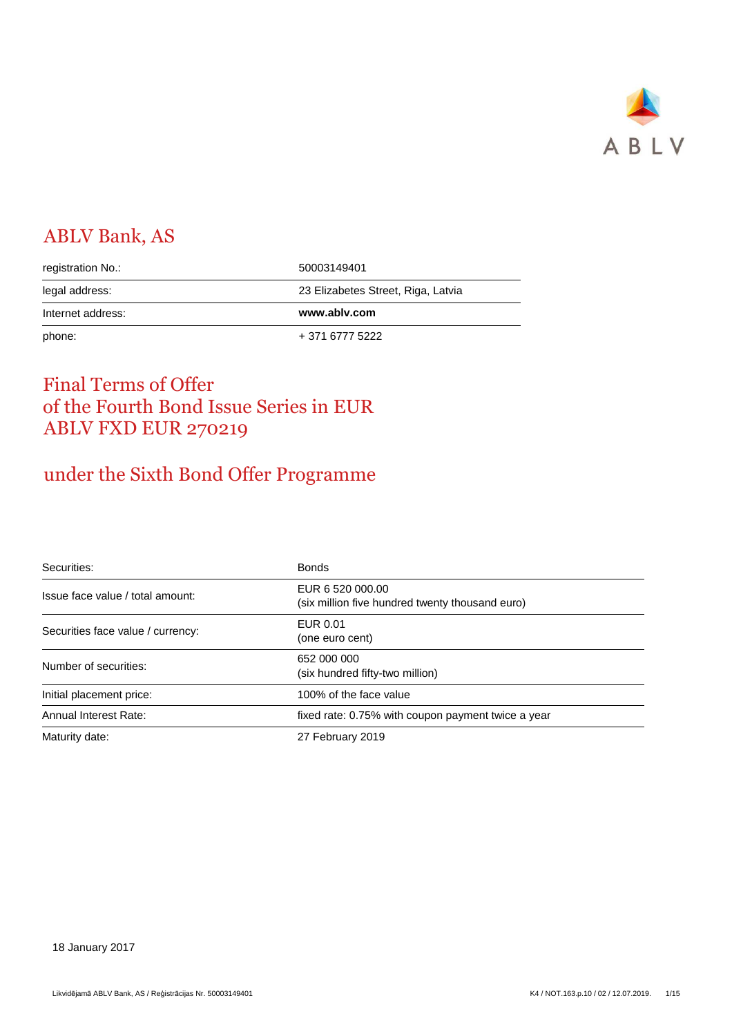# ABLV Bank, AS

| | |
|---|---|
| registration No.: | 50003149401 |
| legal address: | 23 Elizabetes Street, Riga, Latvia |
| Internet address: | **www.ablv.com** |
| phone: | + 371 6777 5222 |

# Final Terms of Offer of the Fourth Bond Issue Series in EUR ABLV FXD EUR 270219

## under the Sixth Bond Offer Programme

| | |
|---|---|
| Securities: | Bonds |
| Issue face value / total amount: | EUR 6 520 000.00<br>(six million five hundred twenty thousand euro) |
| Securities face value / currency: | EUR 0.01<br>(one euro cent) |
| Number of securities: | 652 000 000<br>(six hundred fifty-two million) |
| Initial placement price: | 100% of the face value |
| Annual Interest Rate: | fixed rate: 0.75% with coupon payment twice a year |
| Maturity date: | 27 February 2019 |

18 January 2017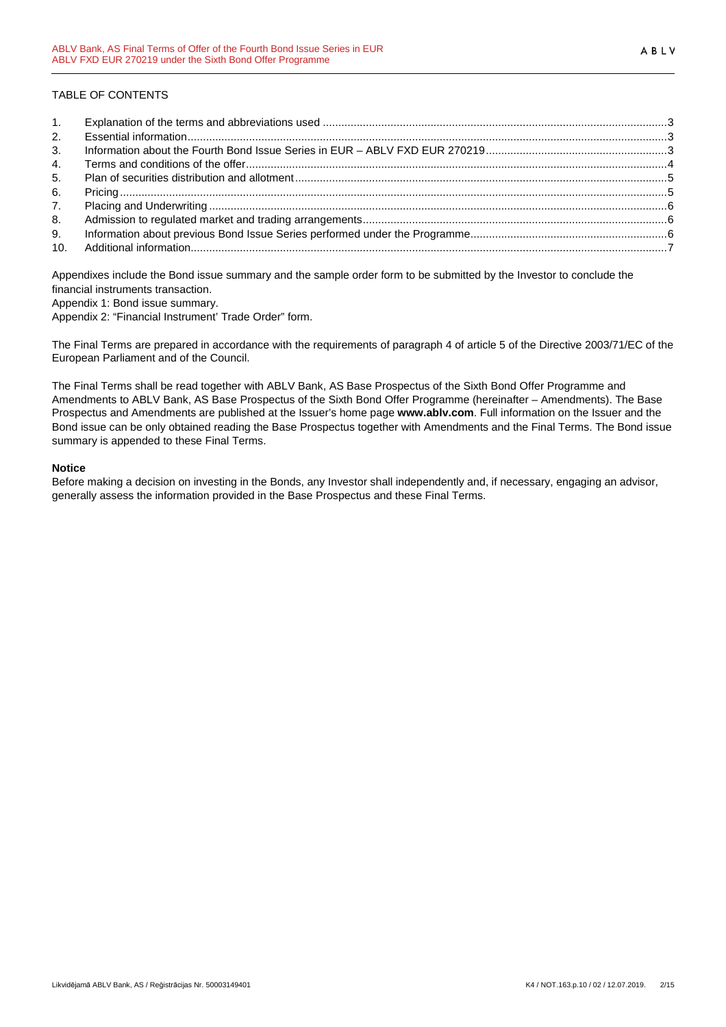TABLE OF CONTENTS

1. Explanation of the terms and abbreviations used ... 3
2. Essential information ... 3
3. Information about the Fourth Bond Issue Series in EUR – ABLV FXD EUR 270219 ... 3
4. Terms and conditions of the offer ... 4
5. Plan of securities distribution and allotment ... 5
6. Pricing ... 5
7. Placing and Underwriting ... 6
8. Admission to regulated market and trading arrangements ... 6
9. Information about previous Bond Issue Series performed under the Programme ... 6
10. Additional information ... 7

Appendixes include the Bond issue summary and the sample order form to be submitted by the Investor to conclude the financial instruments transaction.

Appendix 1: Bond issue summary.

Appendix 2: "Financial Instrument' Trade Order" form.

The Final Terms are prepared in accordance with the requirements of paragraph 4 of article 5 of the Directive 2003/71/EC of the European Parliament and of the Council.

The Final Terms shall be read together with ABLV Bank, AS Base Prospectus of the Sixth Bond Offer Programme and Amendments to ABLV Bank, AS Base Prospectus of the Sixth Bond Offer Programme (hereinafter – Amendments). The Base Prospectus and Amendments are published at the Issuer's home page **www.ablv.com**. Full information on the Issuer and the Bond issue can be only obtained reading the Base Prospectus together with Amendments and the Final Terms. The Bond issue summary is appended to these Final Terms.

**Notice**

Before making a decision on investing in the Bonds, any Investor shall independently and, if necessary, engaging an advisor, generally assess the information provided in the Base Prospectus and these Final Terms.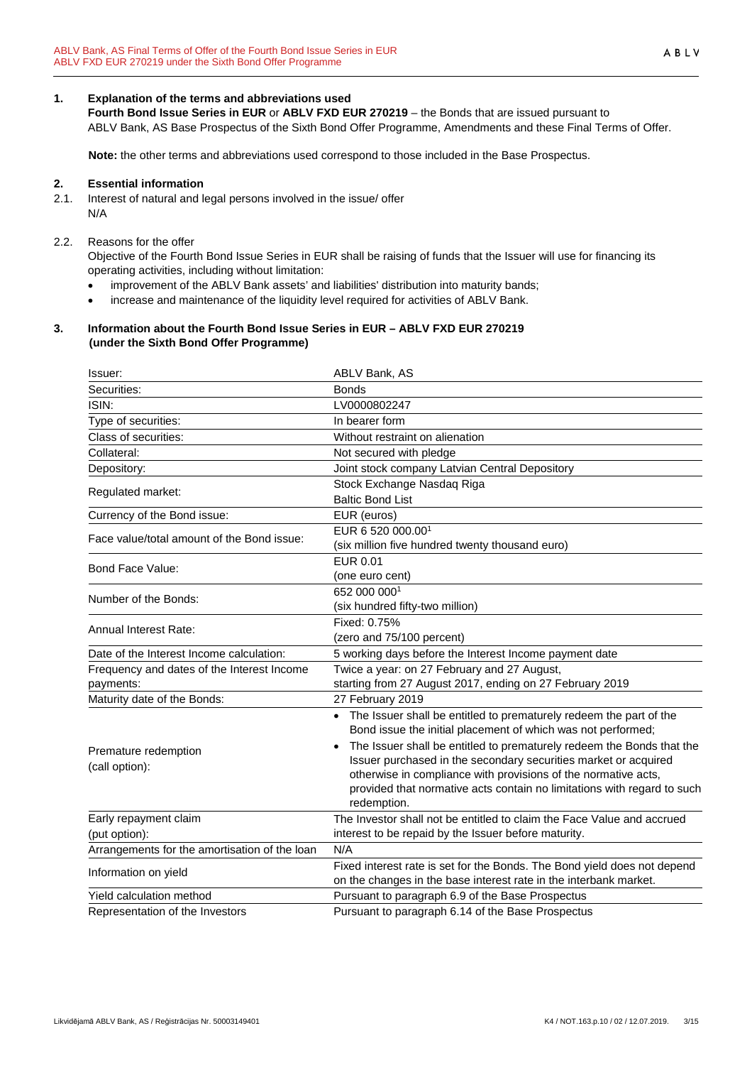## 1. Explanation of the terms and abbreviations used

**Fourth Bond Issue Series in EUR** or **ABLV FXD EUR 270219** – the Bonds that are issued pursuant to ABLV Bank, AS Base Prospectus of the Sixth Bond Offer Programme, Amendments and these Final Terms of Offer.

**Note:** the other terms and abbreviations used correspond to those included in the Base Prospectus.

## 2. Essential information

2.1. Interest of natural and legal persons involved in the issue/ offer

N/A

2.2. Reasons for the offer

Objective of the Fourth Bond Issue Series in EUR shall be raising of funds that the Issuer will use for financing its operating activities, including without limitation:

- improvement of the ABLV Bank assets' and liabilities' distribution into maturity bands;
- increase and maintenance of the liquidity level required for activities of ABLV Bank.

## 3. Information about the Fourth Bond Issue Series in EUR – ABLV FXD EUR 270219 (under the Sixth Bond Offer Programme)

| | |
|---|---|
| Issuer: | ABLV Bank, AS |
| Securities: | Bonds |
| ISIN: | LV0000802247 |
| Type of securities: | In bearer form |
| Class of securities: | Without restraint on alienation |
| Collateral: | Not secured with pledge |
| Depository: | Joint stock company Latvian Central Depository |
| Regulated market: | Stock Exchange Nasdaq Riga<br>Baltic Bond List |
| Currency of the Bond issue: | EUR (euros) |
| Face value/total amount of the Bond issue: | EUR 6 520 000.00[1]<br>(six million five hundred twenty thousand euro) |
| Bond Face Value: | EUR 0.01<br>(one euro cent) |
| Number of the Bonds: | 652 000 000[1]<br>(six hundred fifty-two million) |
| Annual Interest Rate: | Fixed: 0.75%<br>(zero and 75/100 percent) |
| Date of the Interest Income calculation: | 5 working days before the Interest Income payment date |
| Frequency and dates of the Interest Income payments: | Twice a year: on 27 February and 27 August, starting from 27 August 2017, ending on 27 February 2019 |
| Maturity date of the Bonds: | 27 February 2019 |
| Premature redemption (call option): | • The Issuer shall be entitled to prematurely redeem the part of the Bond issue the initial placement of which was not performed;<br>• The Issuer shall be entitled to prematurely redeem the Bonds that the Issuer purchased in the secondary securities market or acquired otherwise in compliance with provisions of the normative acts, provided that normative acts contain no limitations with regard to such redemption. |
| Early repayment claim (put option): | The Investor shall not be entitled to claim the Face Value and accrued interest to be repaid by the Issuer before maturity. |
| Arrangements for the amortisation of the loan | N/A |
| Information on yield | Fixed interest rate is set for the Bonds. The Bond yield does not depend on the changes in the base interest rate in the interbank market. |
| Yield calculation method | Pursuant to paragraph 6.9 of the Base Prospectus |
| Representation of the Investors | Pursuant to paragraph 6.14 of the Base Prospectus |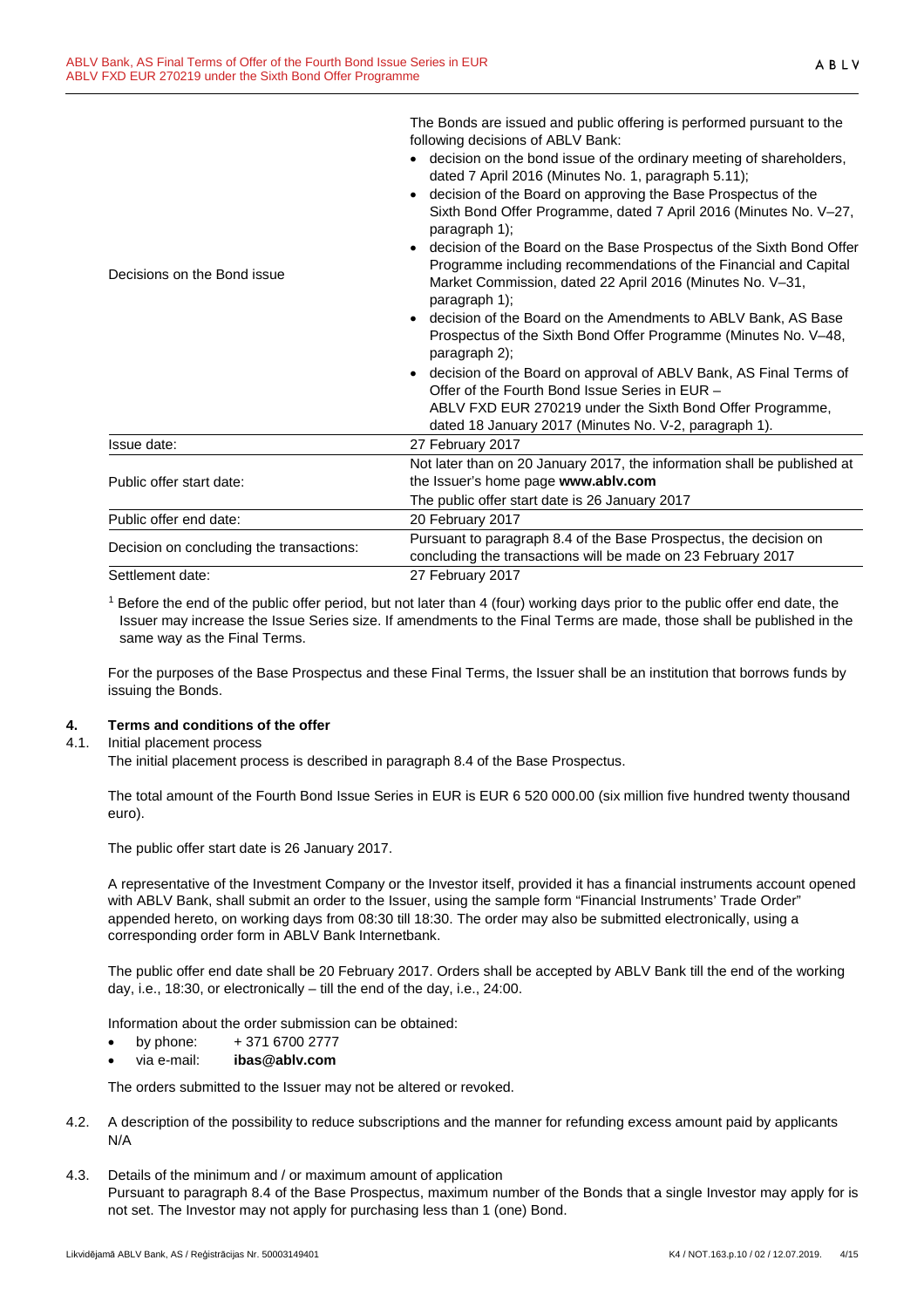| | |
|---|---|
| Decisions on the Bond issue | The Bonds are issued and public offering is performed pursuant to the following decisions of ABLV Bank:<br>• decision on the bond issue of the ordinary meeting of shareholders, dated 7 April 2016 (Minutes No. 1, paragraph 5.11);<br>• decision of the Board on approving the Base Prospectus of the Sixth Bond Offer Programme, dated 7 April 2016 (Minutes No. V–27, paragraph 1);<br>• decision of the Board on the Base Prospectus of the Sixth Bond Offer Programme including recommendations of the Financial and Capital Market Commission, dated 22 April 2016 (Minutes No. V–31, paragraph 1);<br>• decision of the Board on the Amendments to ABLV Bank, AS Base Prospectus of the Sixth Bond Offer Programme (Minutes No. V–48, paragraph 2);<br>• decision of the Board on approval of ABLV Bank, AS Final Terms of Offer of the Fourth Bond Issue Series in EUR – ABLV FXD EUR 270219 under the Sixth Bond Offer Programme, dated 18 January 2017 (Minutes No. V-2, paragraph 1). |
| Issue date: | 27 February 2017 |
| Public offer start date: | Not later than on 20 January 2017, the information shall be published at the Issuer's home page **www.ablv.com**<br>The public offer start date is 26 January 2017 |
| Public offer end date: | 20 February 2017 |
| Decision on concluding the transactions: | Pursuant to paragraph 8.4 of the Base Prospectus, the decision on concluding the transactions will be made on 23 February 2017 |
| Settlement date: | 27 February 2017 |

[1] Before the end of the public offer period, but not later than 4 (four) working days prior to the public offer end date, the Issuer may increase the Issue Series size. If amendments to the Final Terms are made, those shall be published in the same way as the Final Terms.

For the purposes of the Base Prospectus and these Final Terms, the Issuer shall be an institution that borrows funds by issuing the Bonds.

## 4. Terms and conditions of the offer

4.1. Initial placement process

The initial placement process is described in paragraph 8.4 of the Base Prospectus.

The total amount of the Fourth Bond Issue Series in EUR is EUR 6 520 000.00 (six million five hundred twenty thousand euro).

The public offer start date is 26 January 2017.

A representative of the Investment Company or the Investor itself, provided it has a financial instruments account opened with ABLV Bank, shall submit an order to the Issuer, using the sample form "Financial Instruments' Trade Order" appended hereto, on working days from 08:30 till 18:30. The order may also be submitted electronically, using a corresponding order form in ABLV Bank Internetbank.

The public offer end date shall be 20 February 2017. Orders shall be accepted by ABLV Bank till the end of the working day, i.e., 18:30, or electronically – till the end of the day, i.e., 24:00.

Information about the order submission can be obtained:

- by phone: + 371 6700 2777
- via e-mail: **ibas@ablv.com**

The orders submitted to the Issuer may not be altered or revoked.

4.2. A description of the possibility to reduce subscriptions and the manner for refunding excess amount paid by applicants

N/A

4.3. Details of the minimum and / or maximum amount of application

Pursuant to paragraph 8.4 of the Base Prospectus, maximum number of the Bonds that a single Investor may apply for is not set. The Investor may not apply for purchasing less than 1 (one) Bond.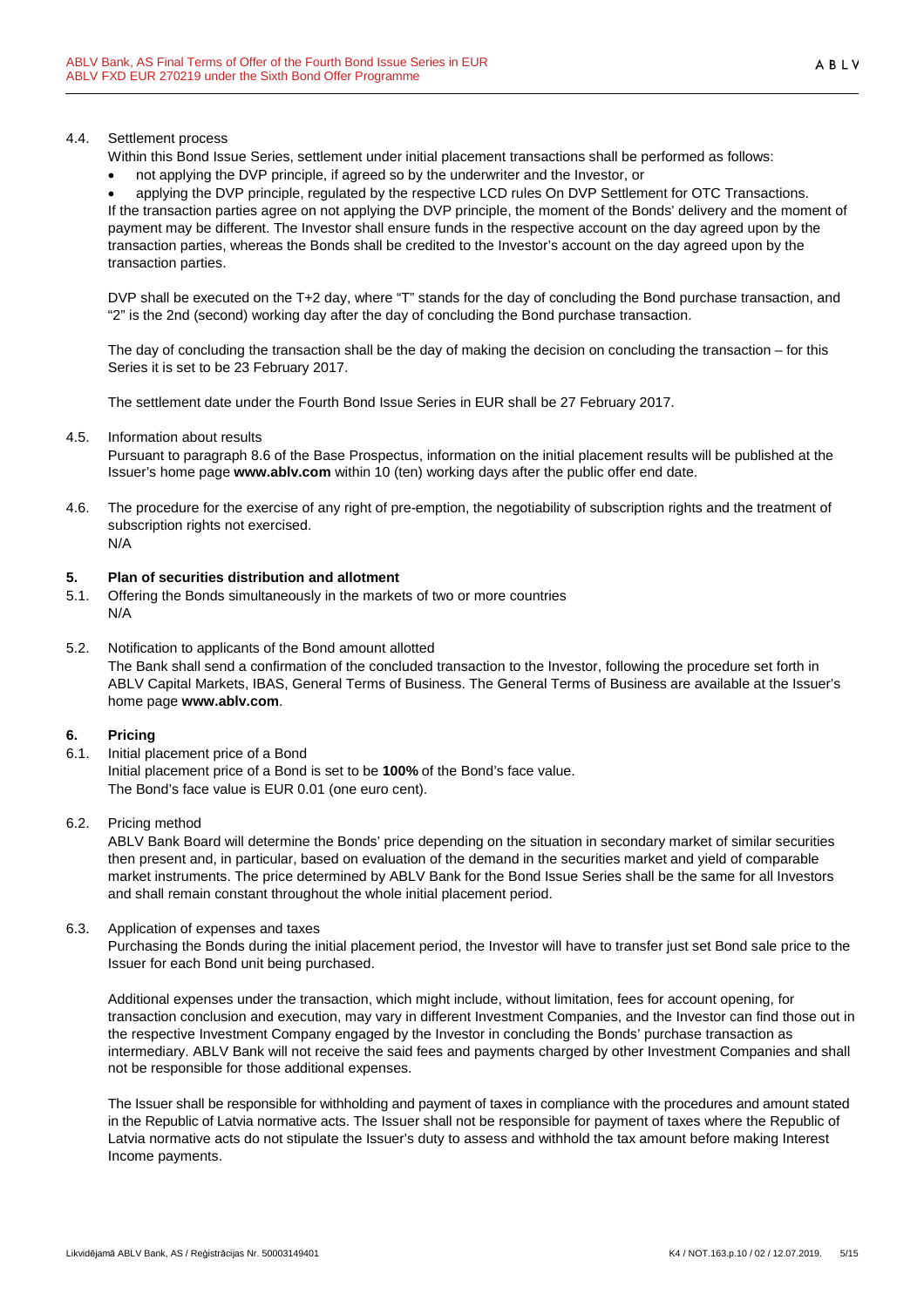4.4. Settlement process

Within this Bond Issue Series, settlement under initial placement transactions shall be performed as follows:

- not applying the DVP principle, if agreed so by the underwriter and the Investor, or
- applying the DVP principle, regulated by the respective LCD rules On DVP Settlement for OTC Transactions.

If the transaction parties agree on not applying the DVP principle, the moment of the Bonds' delivery and the moment of payment may be different. The Investor shall ensure funds in the respective account on the day agreed upon by the transaction parties, whereas the Bonds shall be credited to the Investor's account on the day agreed upon by the transaction parties.

DVP shall be executed on the T+2 day, where "T" stands for the day of concluding the Bond purchase transaction, and "2" is the 2nd (second) working day after the day of concluding the Bond purchase transaction.

The day of concluding the transaction shall be the day of making the decision on concluding the transaction – for this Series it is set to be 23 February 2017.

The settlement date under the Fourth Bond Issue Series in EUR shall be 27 February 2017.

4.5. Information about results

Pursuant to paragraph 8.6 of the Base Prospectus, information on the initial placement results will be published at the Issuer's home page **www.ablv.com** within 10 (ten) working days after the public offer end date.

4.6. The procedure for the exercise of any right of pre-emption, the negotiability of subscription rights and the treatment of subscription rights not exercised.

N/A

## 5. Plan of securities distribution and allotment

5.1. Offering the Bonds simultaneously in the markets of two or more countries

N/A

5.2. Notification to applicants of the Bond amount allotted

The Bank shall send a confirmation of the concluded transaction to the Investor, following the procedure set forth in ABLV Capital Markets, IBAS, General Terms of Business. The General Terms of Business are available at the Issuer's home page **www.ablv.com**.

## 6. Pricing

6.1. Initial placement price of a Bond

Initial placement price of a Bond is set to be **100%** of the Bond's face value.
The Bond's face value is EUR 0.01 (one euro cent).

6.2. Pricing method

ABLV Bank Board will determine the Bonds' price depending on the situation in secondary market of similar securities then present and, in particular, based on evaluation of the demand in the securities market and yield of comparable market instruments. The price determined by ABLV Bank for the Bond Issue Series shall be the same for all Investors and shall remain constant throughout the whole initial placement period.

6.3. Application of expenses and taxes

Purchasing the Bonds during the initial placement period, the Investor will have to transfer just set Bond sale price to the Issuer for each Bond unit being purchased.

Additional expenses under the transaction, which might include, without limitation, fees for account opening, for transaction conclusion and execution, may vary in different Investment Companies, and the Investor can find those out in the respective Investment Company engaged by the Investor in concluding the Bonds' purchase transaction as intermediary. ABLV Bank will not receive the said fees and payments charged by other Investment Companies and shall not be responsible for those additional expenses.

The Issuer shall be responsible for withholding and payment of taxes in compliance with the procedures and amount stated in the Republic of Latvia normative acts. The Issuer shall not be responsible for payment of taxes where the Republic of Latvia normative acts do not stipulate the Issuer's duty to assess and withhold the tax amount before making Interest Income payments.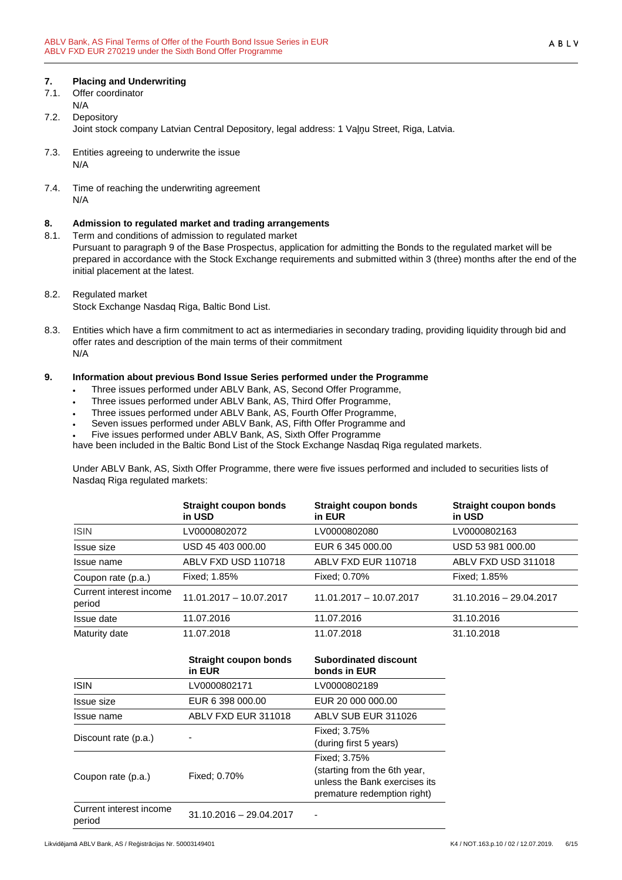## 7. Placing and Underwriting

7.1. Offer coordinator
N/A

7.2. Depository
Joint stock company Latvian Central Depository, legal address: 1 Vaļņu Street, Riga, Latvia.

7.3. Entities agreeing to underwrite the issue
N/A

7.4. Time of reaching the underwriting agreement
N/A

## 8. Admission to regulated market and trading arrangements

8.1. Term and conditions of admission to regulated market
Pursuant to paragraph 9 of the Base Prospectus, application for admitting the Bonds to the regulated market will be prepared in accordance with the Stock Exchange requirements and submitted within 3 (three) months after the end of the initial placement at the latest.

8.2. Regulated market
Stock Exchange Nasdaq Riga, Baltic Bond List.

8.3. Entities which have a firm commitment to act as intermediaries in secondary trading, providing liquidity through bid and offer rates and description of the main terms of their commitment
N/A

## 9. Information about previous Bond Issue Series performed under the Programme

- Three issues performed under ABLV Bank, AS, Second Offer Programme,
- Three issues performed under ABLV Bank, AS, Third Offer Programme,
- Three issues performed under ABLV Bank, AS, Fourth Offer Programme,
- Seven issues performed under ABLV Bank, AS, Fifth Offer Programme and
- Five issues performed under ABLV Bank, AS, Sixth Offer Programme

have been included in the Baltic Bond List of the Stock Exchange Nasdaq Riga regulated markets.

Under ABLV Bank, AS, Sixth Offer Programme, there were five issues performed and included to securities lists of Nasdaq Riga regulated markets:

| | **Straight coupon bonds in USD** | **Straight coupon bonds in EUR** | **Straight coupon bonds in USD** |
|---|---|---|---|
| ISIN | LV0000802072 | LV0000802080 | LV0000802163 |
| Issue size | USD 45 403 000.00 | EUR 6 345 000.00 | USD 53 981 000.00 |
| Issue name | ABLV FXD USD 110718 | ABLV FXD EUR 110718 | ABLV FXD USD 311018 |
| Coupon rate (p.a.) | Fixed; 1.85% | Fixed; 0.70% | Fixed; 1.85% |
| Current interest income period | 11.01.2017 – 10.07.2017 | 11.01.2017 – 10.07.2017 | 31.10.2016 – 29.04.2017 |
| Issue date | 11.07.2016 | 11.07.2016 | 31.10.2016 |
| Maturity date | 11.07.2018 | 11.07.2018 | 31.10.2018 |

| | **Straight coupon bonds in EUR** | **Subordinated discount bonds in EUR** |
|---|---|---|
| ISIN | LV0000802171 | LV0000802189 |
| Issue size | EUR 6 398 000.00 | EUR 20 000 000.00 |
| Issue name | ABLV FXD EUR 311018 | ABLV SUB EUR 311026 |
| Discount rate (p.a.) | - | Fixed; 3.75% (during first 5 years) |
| Coupon rate (p.a.) | Fixed; 0.70% | Fixed; 3.75% (starting from the 6th year, unless the Bank exercises its premature redemption right) |
| Current interest income period | 31.10.2016 – 29.04.2017 | - |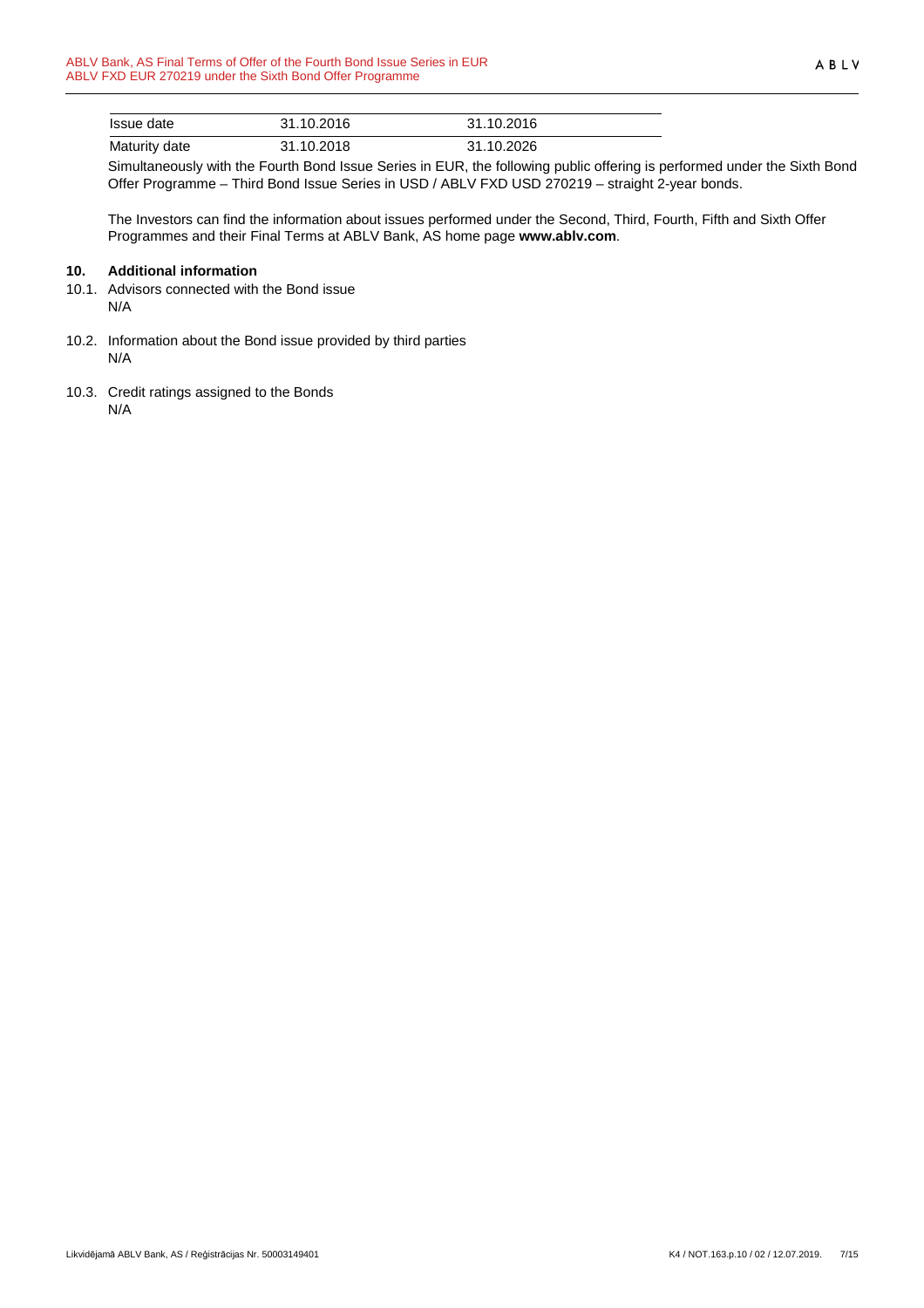| Issue date | 31.10.2016 | 31.10.2016 |
|---|---|---|
| Maturity date | 31.10.2018 | 31.10.2026 |

Simultaneously with the Fourth Bond Issue Series in EUR, the following public offering is performed under the Sixth Bond Offer Programme – Third Bond Issue Series in USD / ABLV FXD USD 270219 – straight 2-year bonds.

The Investors can find the information about issues performed under the Second, Third, Fourth, Fifth and Sixth Offer Programmes and their Final Terms at ABLV Bank, AS home page **www.ablv.com**.

## 10. Additional information

10.1. Advisors connected with the Bond issue
N/A

10.2. Information about the Bond issue provided by third parties
N/A

10.3. Credit ratings assigned to the Bonds
N/A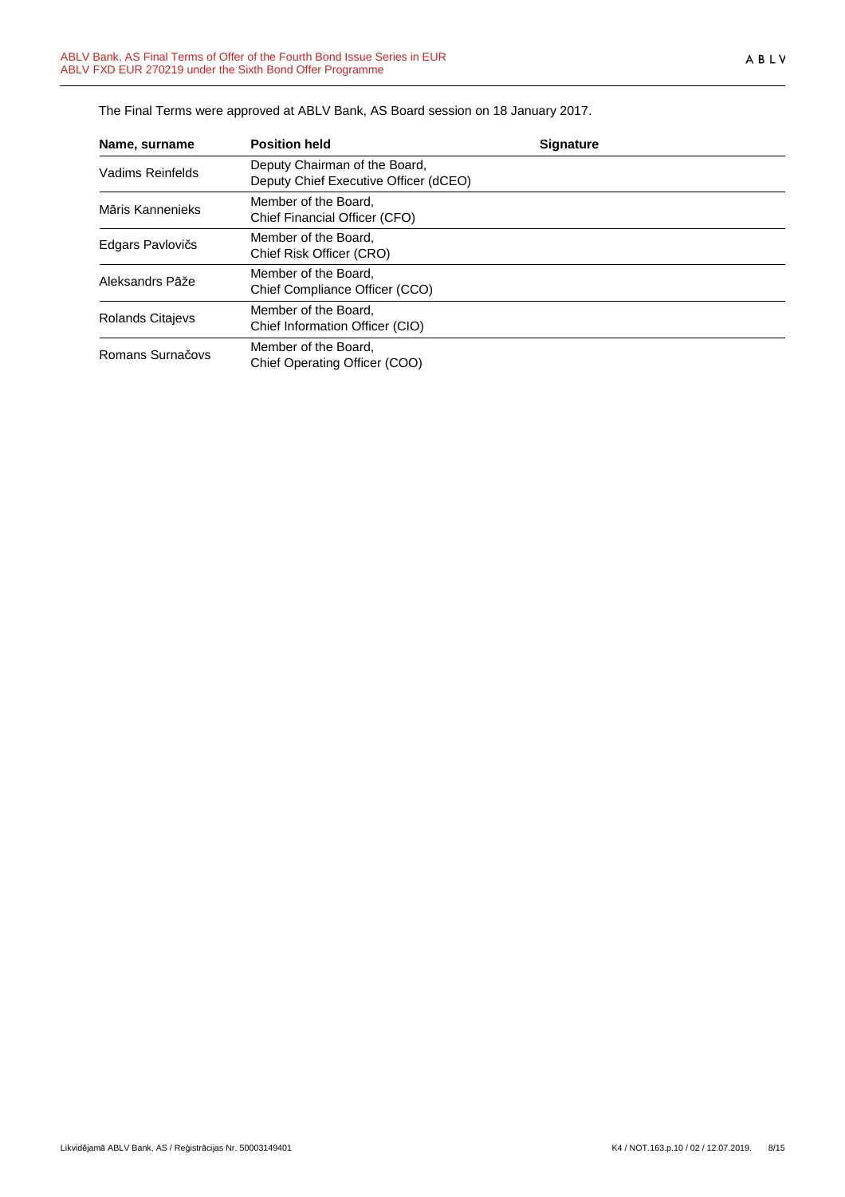The Final Terms were approved at ABLV Bank, AS Board session on 18 January 2017.

| Name, surname | Position held | Signature |
|---|---|---|
| Vadims Reinfelds | Deputy Chairman of the Board, Deputy Chief Executive Officer (dCEO) | |
| Māris Kannenieks | Member of the Board, Chief Financial Officer (CFO) | |
| Edgars Pavlovičs | Member of the Board, Chief Risk Officer (CRO) | |
| Aleksandrs Pāže | Member of the Board, Chief Compliance Officer (CCO) | |
| Rolands Citajevs | Member of the Board, Chief Information Officer (CIO) | |
| Romans Surnačovs | Member of the Board, Chief Operating Officer (COO) | |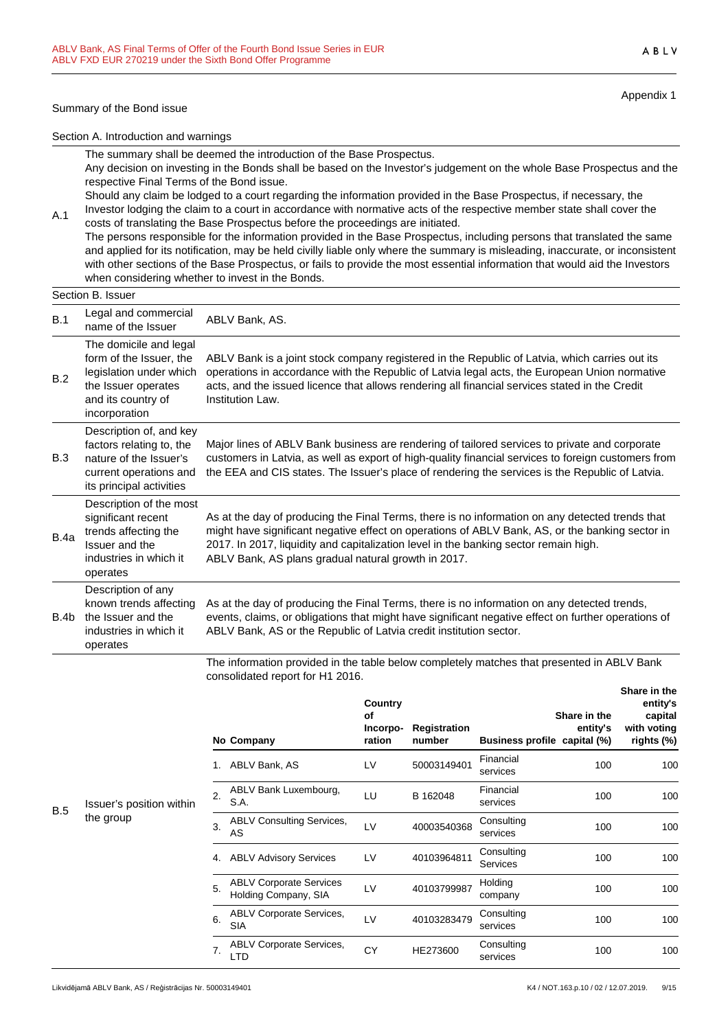Appendix 1

Summary of the Bond issue

Section A. Introduction and warnings

| | |
|---|---|
| A.1 | The summary shall be deemed the introduction of the Base Prospectus.<br>Any decision on investing in the Bonds shall be based on the Investor's judgement on the whole Base Prospectus and the respective Final Terms of the Bond issue.<br>Should any claim be lodged to a court regarding the information provided in the Base Prospectus, if necessary, the Investor lodging the claim to a court in accordance with normative acts of the respective member state shall cover the costs of translating the Base Prospectus before the proceedings are initiated.<br>The persons responsible for the information provided in the Base Prospectus, including persons that translated the same and applied for its notification, may be held civilly liable only where the summary is misleading, inaccurate, or inconsistent with other sections of the Base Prospectus, or fails to provide the most essential information that would aid the Investors when considering whether to invest in the Bonds. |

Section B. Issuer

| | | |
|---|---|---|
| B.1 | Legal and commercial name of the Issuer | ABLV Bank, AS. |
| B.2 | The domicile and legal form of the Issuer, the legislation under which the Issuer operates and its country of incorporation | ABLV Bank is a joint stock company registered in the Republic of Latvia, which carries out its operations in accordance with the Republic of Latvia legal acts, the European Union normative acts, and the issued licence that allows rendering all financial services stated in the Credit Institution Law. |
| B.3 | Description of, and key factors relating to, the nature of the Issuer's current operations and its principal activities | Major lines of ABLV Bank business are rendering of tailored services to private and corporate customers in Latvia, as well as export of high-quality financial services to foreign customers from the EEA and CIS states. The Issuer's place of rendering the services is the Republic of Latvia. |
| B.4a | Description of the most significant recent trends affecting the Issuer and the industries in which it operates | As at the day of producing the Final Terms, there is no information on any detected trends that might have significant negative effect on operations of ABLV Bank, AS, or the banking sector in 2017. In 2017, liquidity and capitalization level in the banking sector remain high.<br>ABLV Bank, AS plans gradual natural growth in 2017. |
| B.4b | Description of any known trends affecting the Issuer and the industries in which it operates | As at the day of producing the Final Terms, there is no information on any detected trends, events, claims, or obligations that might have significant negative effect on further operations of ABLV Bank, AS or the Republic of Latvia credit institution sector. |
| B.5 | Issuer's position within the group | The information provided in the table below completely matches that presented in ABLV Bank consolidated report for H1 2016. |

| No | Company | Country of Incorporation | Registration number | Business profile | Share in the entity's capital (%) | Share in the entity's capital with voting rights (%) |
|---|---|---|---|---|---|---|
| 1. | ABLV Bank, AS | LV | 50003149401 | Financial services | 100 | 100 |
| 2. | ABLV Bank Luxembourg, S.A. | LU | B 162048 | Financial services | 100 | 100 |
| 3. | ABLV Consulting Services, AS | LV | 40003540368 | Consulting services | 100 | 100 |
| 4. | ABLV Advisory Services | LV | 40103964811 | Consulting Services | 100 | 100 |
| 5. | ABLV Corporate Services Holding Company, SIA | LV | 40103799987 | Holding company | 100 | 100 |
| 6. | ABLV Corporate Services, SIA | LV | 40103283479 | Consulting services | 100 | 100 |
| 7. | ABLV Corporate Services, LTD | CY | HE273600 | Consulting services | 100 | 100 |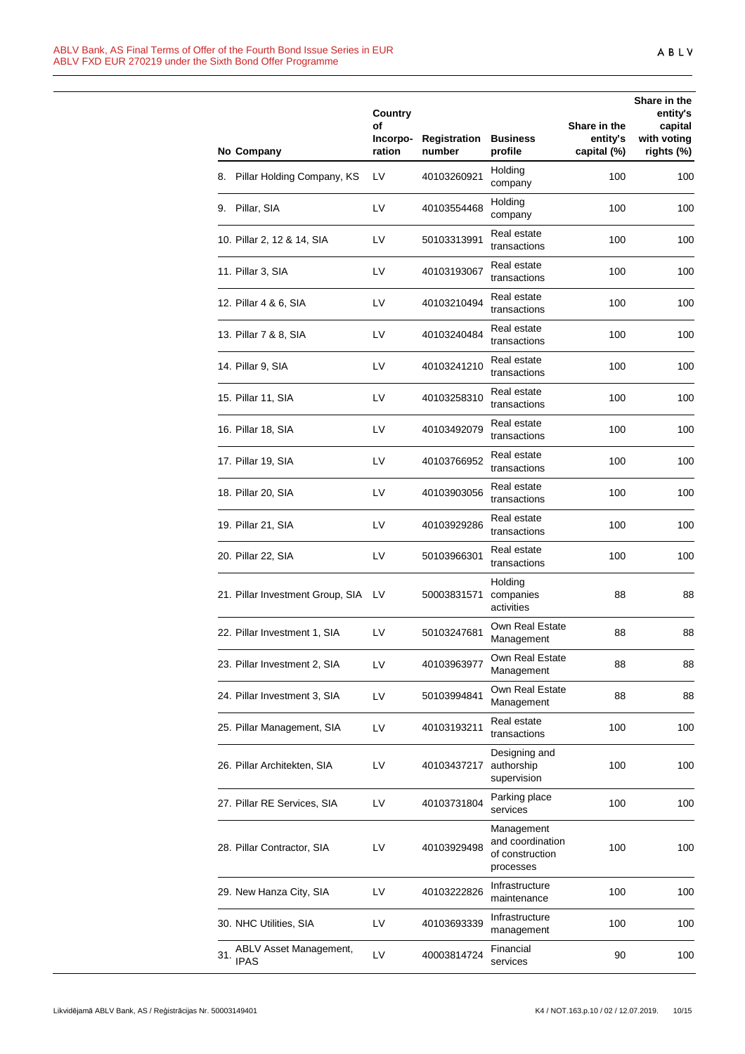| No | Company | Country of Incorpo-ration | Registration number | Business profile | Share in the entity's capital (%) | Share in the entity's capital with voting rights (%) |
|---|---|---|---|---|---|---|
| 8. | Pillar Holding Company, KS | LV | 40103260921 | Holding company | 100 | 100 |
| 9. | Pillar, SIA | LV | 40103554468 | Holding company | 100 | 100 |
| 10. | Pillar 2, 12 & 14, SIA | LV | 50103313991 | Real estate transactions | 100 | 100 |
| 11. | Pillar 3, SIA | LV | 40103193067 | Real estate transactions | 100 | 100 |
| 12. | Pillar 4 & 6, SIA | LV | 40103210494 | Real estate transactions | 100 | 100 |
| 13. | Pillar 7 & 8, SIA | LV | 40103240484 | Real estate transactions | 100 | 100 |
| 14. | Pillar 9, SIA | LV | 40103241210 | Real estate transactions | 100 | 100 |
| 15. | Pillar 11, SIA | LV | 40103258310 | Real estate transactions | 100 | 100 |
| 16. | Pillar 18, SIA | LV | 40103492079 | Real estate transactions | 100 | 100 |
| 17. | Pillar 19, SIA | LV | 40103766952 | Real estate transactions | 100 | 100 |
| 18. | Pillar 20, SIA | LV | 40103903056 | Real estate transactions | 100 | 100 |
| 19. | Pillar 21, SIA | LV | 40103929286 | Real estate transactions | 100 | 100 |
| 20. | Pillar 22, SIA | LV | 50103966301 | Real estate transactions | 100 | 100 |
| 21. | Pillar Investment Group, SIA | LV | 50003831571 | Holding companies activities | 88 | 88 |
| 22. | Pillar Investment 1, SIA | LV | 50103247681 | Own Real Estate Management | 88 | 88 |
| 23. | Pillar Investment 2, SIA | LV | 40103963977 | Own Real Estate Management | 88 | 88 |
| 24. | Pillar Investment 3, SIA | LV | 50103994841 | Own Real Estate Management | 88 | 88 |
| 25. | Pillar Management, SIA | LV | 40103193211 | Real estate transactions | 100 | 100 |
| 26. | Pillar Architekten, SIA | LV | 40103437217 | Designing and authorship supervision | 100 | 100 |
| 27. | Pillar RE Services, SIA | LV | 40103731804 | Parking place services | 100 | 100 |
| 28. | Pillar Contractor, SIA | LV | 40103929498 | Management and coordination of construction processes | 100 | 100 |
| 29. | New Hanza City, SIA | LV | 40103222826 | Infrastructure maintenance | 100 | 100 |
| 30. | NHC Utilities, SIA | LV | 40103693339 | Infrastructure management | 100 | 100 |
| 31. | ABLV Asset Management, IPAS | LV | 40003814724 | Financial services | 90 | 100 |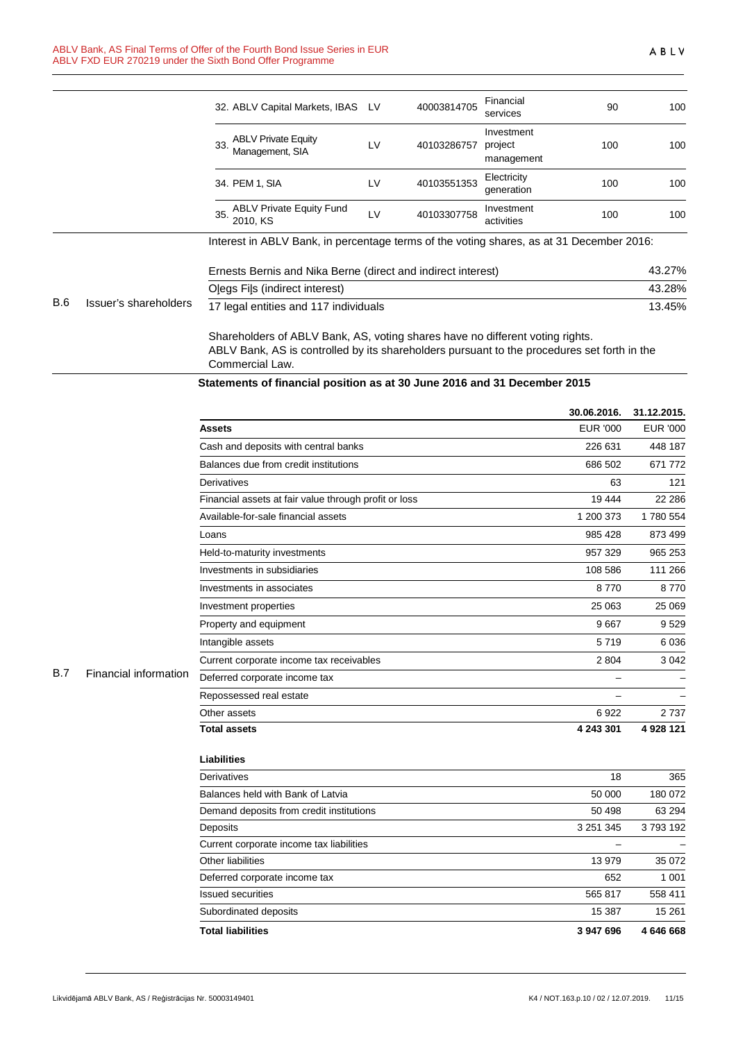| | | | | | |
|---|---|---|---|---|---|
| 32. ABLV Capital Markets, IBAS | LV | 40003814705 | Financial services | 90 | 100 |
| 33. ABLV Private Equity Management, SIA | LV | 40103286757 | Investment project management | 100 | 100 |
| 34. PEM 1, SIA | LV | 40103551353 | Electricity generation | 100 | 100 |
| 35. ABLV Private Equity Fund 2010, KS | LV | 40103307758 | Investment activities | 100 | 100 |

**B.6 Issuer's shareholders**

Interest in ABLV Bank, in percentage terms of the voting shares, as at 31 December 2016:

| | |
|---|---|
| Ernests Bernis and Nika Berne (direct and indirect interest) | 43.27% |
| Oļegs Fiļs (indirect interest) | 43.28% |
| 17 legal entities and 117 individuals | 13.45% |

Shareholders of ABLV Bank, AS, voting shares have no different voting rights.
ABLV Bank, AS is controlled by its shareholders pursuant to the procedures set forth in the Commercial Law.

**B.7 Financial information**

**Statements of financial position as at 30 June 2016 and 31 December 2015**

| | 30.06.2016. | 31.12.2015. |
|---|---|---|
| **Assets** | EUR '000 | EUR '000 |
| Cash and deposits with central banks | 226 631 | 448 187 |
| Balances due from credit institutions | 686 502 | 671 772 |
| Derivatives | 63 | 121 |
| Financial assets at fair value through profit or loss | 19 444 | 22 286 |
| Available-for-sale financial assets | 1 200 373 | 1 780 554 |
| Loans | 985 428 | 873 499 |
| Held-to-maturity investments | 957 329 | 965 253 |
| Investments in subsidiaries | 108 586 | 111 266 |
| Investments in associates | 8 770 | 8 770 |
| Investment properties | 25 063 | 25 069 |
| Property and equipment | 9 667 | 9 529 |
| Intangible assets | 5 719 | 6 036 |
| Current corporate income tax receivables | 2 804 | 3 042 |
| Deferred corporate income tax | – | – |
| Repossessed real estate | – | – |
| Other assets | 6 922 | 2 737 |
| **Total assets** | **4 243 301** | **4 928 121** |

| | 30.06.2016. | 31.12.2015. |
|---|---|---|
| **Liabilities** | | |
| Derivatives | 18 | 365 |
| Balances held with Bank of Latvia | 50 000 | 180 072 |
| Demand deposits from credit institutions | 50 498 | 63 294 |
| Deposits | 3 251 345 | 3 793 192 |
| Current corporate income tax liabilities | – | – |
| Other liabilities | 13 979 | 35 072 |
| Deferred corporate income tax | 652 | 1 001 |
| Issued securities | 565 817 | 558 411 |
| Subordinated deposits | 15 387 | 15 261 |
| **Total liabilities** | **3 947 696** | **4 646 668** |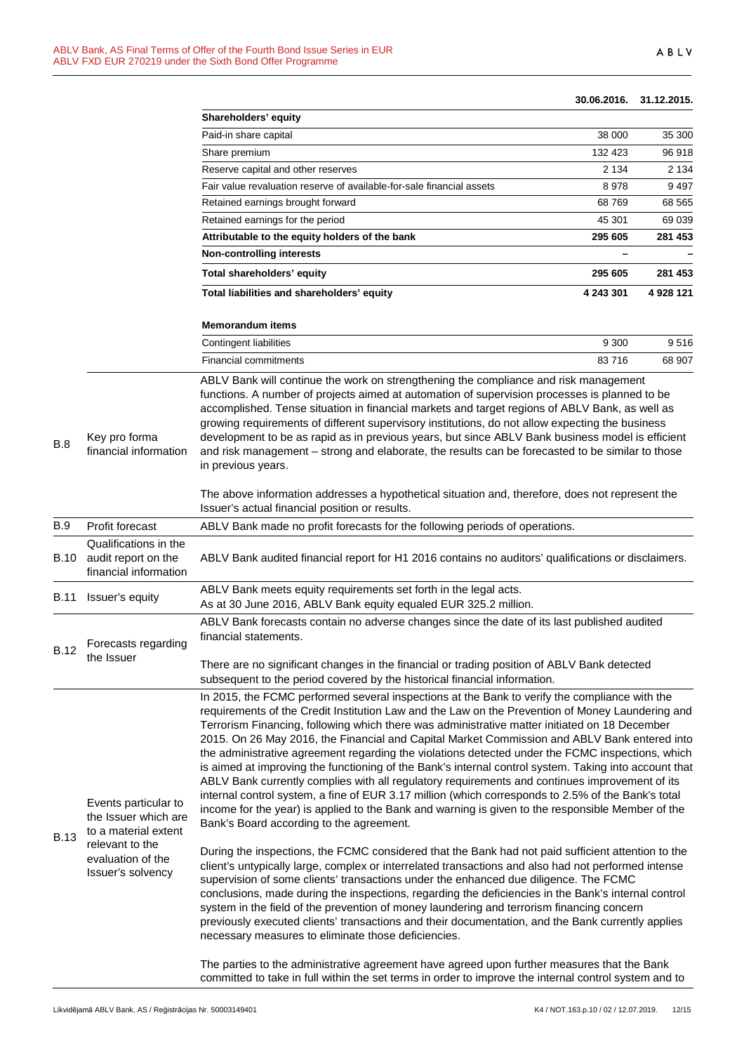| | 30.06.2016. | 31.12.2015. |
|---|---|---|
| **Shareholders' equity** | | |
| Paid-in share capital | 38 000 | 35 300 |
| Share premium | 132 423 | 96 918 |
| Reserve capital and other reserves | 2 134 | 2 134 |
| Fair value revaluation reserve of available-for-sale financial assets | 8 978 | 9 497 |
| Retained earnings brought forward | 68 769 | 68 565 |
| Retained earnings for the period | 45 301 | 69 039 |
| **Attributable to the equity holders of the bank** | **295 605** | **281 453** |
| **Non-controlling interests** | **–** | **–** |
| **Total shareholders' equity** | **295 605** | **281 453** |
| **Total liabilities and shareholders' equity** | **4 243 301** | **4 928 121** |
| | | |
| **Memorandum items** | | |
| Contingent liabilities | 9 300 | 9 516 |
| Financial commitments | 83 716 | 68 907 |

| | | |
|---|---|---|
| B.8 | Key pro forma financial information | ABLV Bank will continue the work on strengthening the compliance and risk management functions. A number of projects aimed at automation of supervision processes is planned to be accomplished. Tense situation in financial markets and target regions of ABLV Bank, as well as growing requirements of different supervisory institutions, do not allow expecting the business development to be as rapid as in previous years, but since ABLV Bank business model is efficient and risk management – strong and elaborate, the results can be forecasted to be similar to those in previous years.<br><br>The above information addresses a hypothetical situation and, therefore, does not represent the Issuer's actual financial position or results. |
| B.9 | Profit forecast | ABLV Bank made no profit forecasts for the following periods of operations. |
| B.10 | Qualifications in the audit report on the financial information | ABLV Bank audited financial report for H1 2016 contains no auditors' qualifications or disclaimers. |
| B.11 | Issuer's equity | ABLV Bank meets equity requirements set forth in the legal acts.<br>As at 30 June 2016, ABLV Bank equity equaled EUR 325.2 million. |
| B.12 | Forecasts regarding the Issuer | ABLV Bank forecasts contain no adverse changes since the date of its last published audited financial statements.<br><br>There are no significant changes in the financial or trading position of ABLV Bank detected subsequent to the period covered by the historical financial information. |
| B.13 | Events particular to the Issuer which are to a material extent relevant to the evaluation of the Issuer's solvency | In 2015, the FCMC performed several inspections at the Bank to verify the compliance with the requirements of the Credit Institution Law and the Law on the Prevention of Money Laundering and Terrorism Financing, following which there was administrative matter initiated on 18 December 2015. On 26 May 2016, the Financial and Capital Market Commission and ABLV Bank entered into the administrative agreement regarding the violations detected under the FCMC inspections, which is aimed at improving the functioning of the Bank's internal control system. Taking into account that ABLV Bank currently complies with all regulatory requirements and continues improvement of its internal control system, a fine of EUR 3.17 million (which corresponds to 2.5% of the Bank's total income for the year) is applied to the Bank and warning is given to the responsible Member of the Bank's Board according to the agreement.<br><br>During the inspections, the FCMC considered that the Bank had not paid sufficient attention to the client's untypically large, complex or interrelated transactions and also had not performed intense supervision of some clients' transactions under the enhanced due diligence. The FCMC conclusions, made during the inspections, regarding the deficiencies in the Bank's internal control system in the field of the prevention of money laundering and terrorism financing concern previously executed clients' transactions and their documentation, and the Bank currently applies necessary measures to eliminate those deficiencies.<br><br>The parties to the administrative agreement have agreed upon further measures that the Bank committed to take in full within the set terms in order to improve the internal control system and to |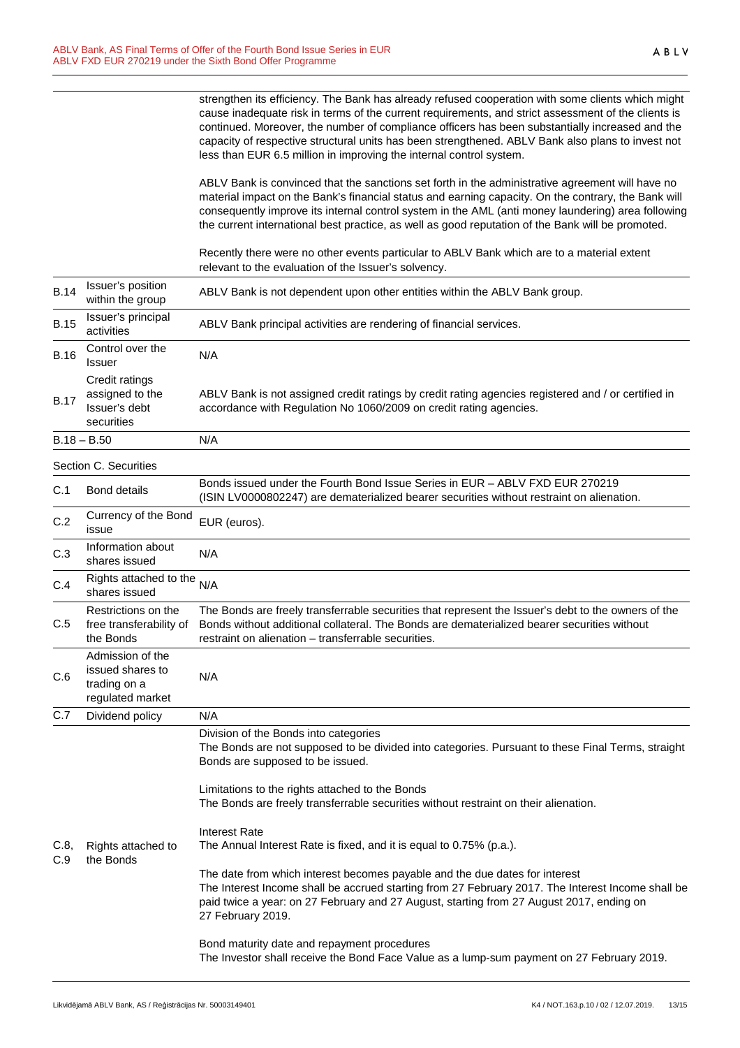| | | |
|---|---|---|
| | | strengthen its efficiency. The Bank has already refused cooperation with some clients which might cause inadequate risk in terms of the current requirements, and strict assessment of the clients is continued. Moreover, the number of compliance officers has been substantially increased and the capacity of respective structural units has been strengthened. ABLV Bank also plans to invest not less than EUR 6.5 million in improving the internal control system.<br><br>ABLV Bank is convinced that the sanctions set forth in the administrative agreement will have no material impact on the Bank's financial status and earning capacity. On the contrary, the Bank will consequently improve its internal control system in the AML (anti money laundering) area following the current international best practice, as well as good reputation of the Bank will be promoted.<br><br>Recently there were no other events particular to ABLV Bank which are to a material extent relevant to the evaluation of the Issuer's solvency. |
| B.14 | Issuer's position within the group | ABLV Bank is not dependent upon other entities within the ABLV Bank group. |
| B.15 | Issuer's principal activities | ABLV Bank principal activities are rendering of financial services. |
| B.16 | Control over the Issuer | N/A |
| B.17 | Credit ratings assigned to the Issuer's debt securities | ABLV Bank is not assigned credit ratings by credit rating agencies registered and / or certified in accordance with Regulation No 1060/2009 on credit rating agencies. |
| B.18 – B.50 | | N/A |
| Section C. Securities | | |
| C.1 | Bond details | Bonds issued under the Fourth Bond Issue Series in EUR – ABLV FXD EUR 270219 (ISIN LV0000802247) are dematerialized bearer securities without restraint on alienation. |
| C.2 | Currency of the Bond issue | EUR (euros). |
| C.3 | Information about shares issued | N/A |
| C.4 | Rights attached to the shares issued | N/A |
| C.5 | Restrictions on the free transferability of the Bonds | The Bonds are freely transferrable securities that represent the Issuer's debt to the owners of the Bonds without additional collateral. The Bonds are dematerialized bearer securities without restraint on alienation – transferrable securities. |
| C.6 | Admission of the issued shares to trading on a regulated market | N/A |
| C.7 | Dividend policy | N/A |
| C.8, C.9 | Rights attached to the Bonds | Division of the Bonds into categories<br>The Bonds are not supposed to be divided into categories. Pursuant to these Final Terms, straight Bonds are supposed to be issued.<br><br>Limitations to the rights attached to the Bonds<br>The Bonds are freely transferrable securities without restraint on their alienation.<br><br>Interest Rate<br>The Annual Interest Rate is fixed, and it is equal to 0.75% (p.a.).<br><br>The date from which interest becomes payable and the due dates for interest<br>The Interest Income shall be accrued starting from 27 February 2017. The Interest Income shall be paid twice a year: on 27 February and 27 August, starting from 27 August 2017, ending on 27 February 2019.<br><br>Bond maturity date and repayment procedures<br>The Investor shall receive the Bond Face Value as a lump-sum payment on 27 February 2019. |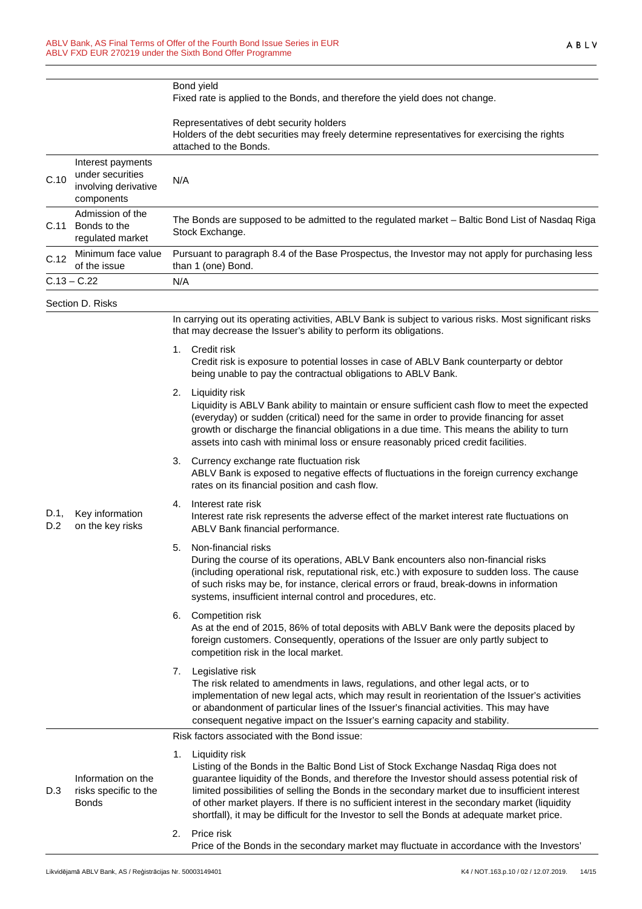| | | |
|---|---|---|
| | | Bond yield<br>Fixed rate is applied to the Bonds, and therefore the yield does not change.<br><br>Representatives of debt security holders<br>Holders of the debt securities may freely determine representatives for exercising the rights attached to the Bonds. |
| C.10 | Interest payments under securities involving derivative components | N/A |
| C.11 | Admission of the Bonds to the regulated market | The Bonds are supposed to be admitted to the regulated market – Baltic Bond List of Nasdaq Riga Stock Exchange. |
| C.12 | Minimum face value of the issue | Pursuant to paragraph 8.4 of the Base Prospectus, the Investor may not apply for purchasing less than 1 (one) Bond. |
| C.13 – C.22 | | N/A |

Section D. Risks

| | | |
|---|---|---|
| D.1, D.2 | Key information on the key risks | In carrying out its operating activities, ABLV Bank is subject to various risks. Most significant risks that may decrease the Issuer's ability to perform its obligations.<br><br>1. Credit risk<br>Credit risk is exposure to potential losses in case of ABLV Bank counterparty or debtor being unable to pay the contractual obligations to ABLV Bank.<br><br>2. Liquidity risk<br>Liquidity is ABLV Bank ability to maintain or ensure sufficient cash flow to meet the expected (everyday) or sudden (critical) need for the same in order to provide financing for asset growth or discharge the financial obligations in a due time. This means the ability to turn assets into cash with minimal loss or ensure reasonably priced credit facilities.<br><br>3. Currency exchange rate fluctuation risk<br>ABLV Bank is exposed to negative effects of fluctuations in the foreign currency exchange rates on its financial position and cash flow.<br><br>4. Interest rate risk<br>Interest rate risk represents the adverse effect of the market interest rate fluctuations on ABLV Bank financial performance.<br><br>5. Non-financial risks<br>During the course of its operations, ABLV Bank encounters also non-financial risks (including operational risk, reputational risk, etc.) with exposure to sudden loss. The cause of such risks may be, for instance, clerical errors or fraud, break-downs in information systems, insufficient internal control and procedures, etc.<br><br>6. Competition risk<br>As at the end of 2015, 86% of total deposits with ABLV Bank were the deposits placed by foreign customers. Consequently, operations of the Issuer are only partly subject to competition risk in the local market.<br><br>7. Legislative risk<br>The risk related to amendments in laws, regulations, and other legal acts, or to implementation of new legal acts, which may result in reorientation of the Issuer's activities or abandonment of particular lines of the Issuer's financial activities. This may have consequent negative impact on the Issuer's earning capacity and stability. |
| D.3 | Information on the risks specific to the Bonds | Risk factors associated with the Bond issue:<br><br>1. Liquidity risk<br>Listing of the Bonds in the Baltic Bond List of Stock Exchange Nasdaq Riga does not guarantee liquidity of the Bonds, and therefore the Investor should assess potential risk of limited possibilities of selling the Bonds in the secondary market due to insufficient interest of other market players. If there is no sufficient interest in the secondary market (liquidity shortfall), it may be difficult for the Investor to sell the Bonds at adequate market price.<br><br>2. Price risk<br>Price of the Bonds in the secondary market may fluctuate in accordance with the Investors' |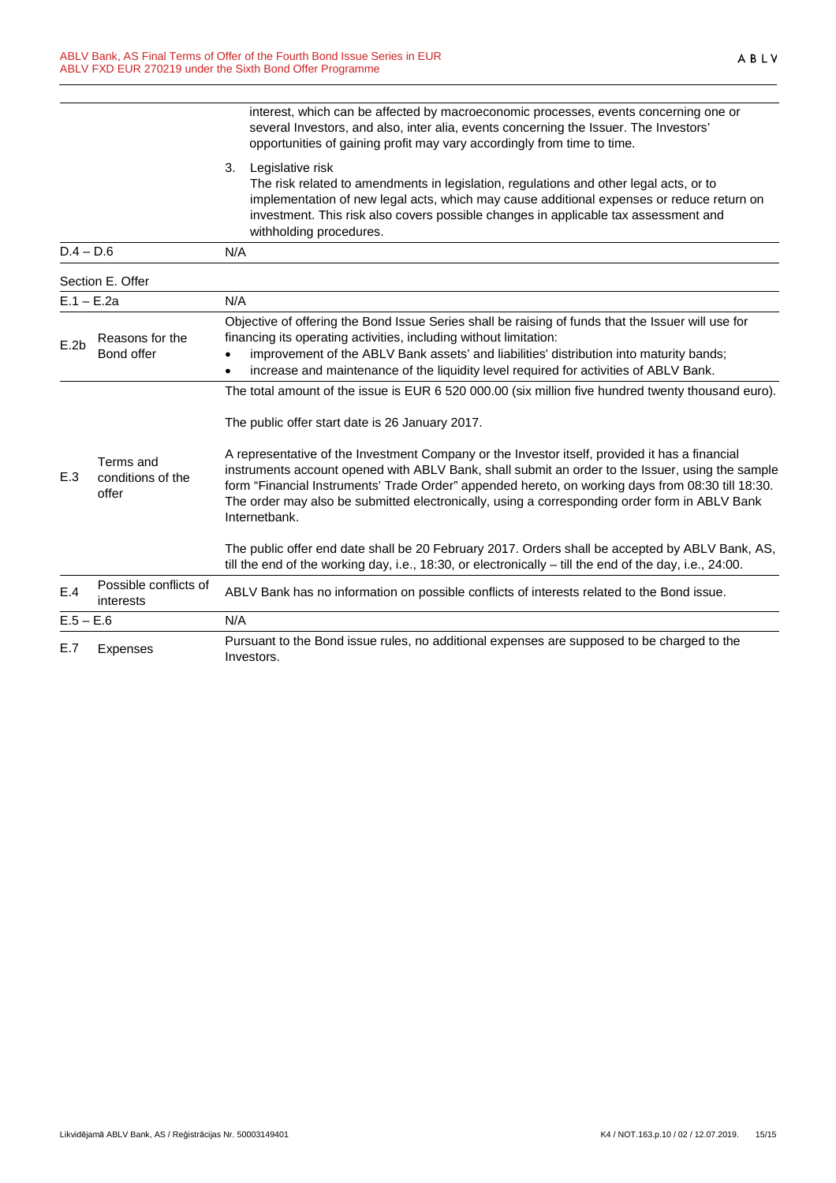| | | |
|---|---|---|
| | | interest, which can be affected by macroeconomic processes, events concerning one or several Investors, and also, inter alia, events concerning the Issuer. The Investors' opportunities of gaining profit may vary accordingly from time to time.<br><br>3. Legislative risk<br>The risk related to amendments in legislation, regulations and other legal acts, or to implementation of new legal acts, which may cause additional expenses or reduce return on investment. This risk also covers possible changes in applicable tax assessment and withholding procedures. |
| D.4 – D.6 | | N/A |
| Section E. Offer | | |
| E.1 – E.2a | | N/A |
| E.2b | Reasons for the Bond offer | Objective of offering the Bond Issue Series shall be raising of funds that the Issuer will use for financing its operating activities, including without limitation:<br>• improvement of the ABLV Bank assets' and liabilities' distribution into maturity bands;<br>• increase and maintenance of the liquidity level required for activities of ABLV Bank. |
| E.3 | Terms and conditions of the offer | The total amount of the issue is EUR 6 520 000.00 (six million five hundred twenty thousand euro).<br><br>The public offer start date is 26 January 2017.<br><br>A representative of the Investment Company or the Investor itself, provided it has a financial instruments account opened with ABLV Bank, shall submit an order to the Issuer, using the sample form "Financial Instruments' Trade Order" appended hereto, on working days from 08:30 till 18:30. The order may also be submitted electronically, using a corresponding order form in ABLV Bank Internetbank.<br><br>The public offer end date shall be 20 February 2017. Orders shall be accepted by ABLV Bank, AS, till the end of the working day, i.e., 18:30, or electronically – till the end of the day, i.e., 24:00. |
| E.4 | Possible conflicts of interests | ABLV Bank has no information on possible conflicts of interests related to the Bond issue. |
| E.5 – E.6 | | N/A |
| E.7 | Expenses | Pursuant to the Bond issue rules, no additional expenses are supposed to be charged to the Investors. |